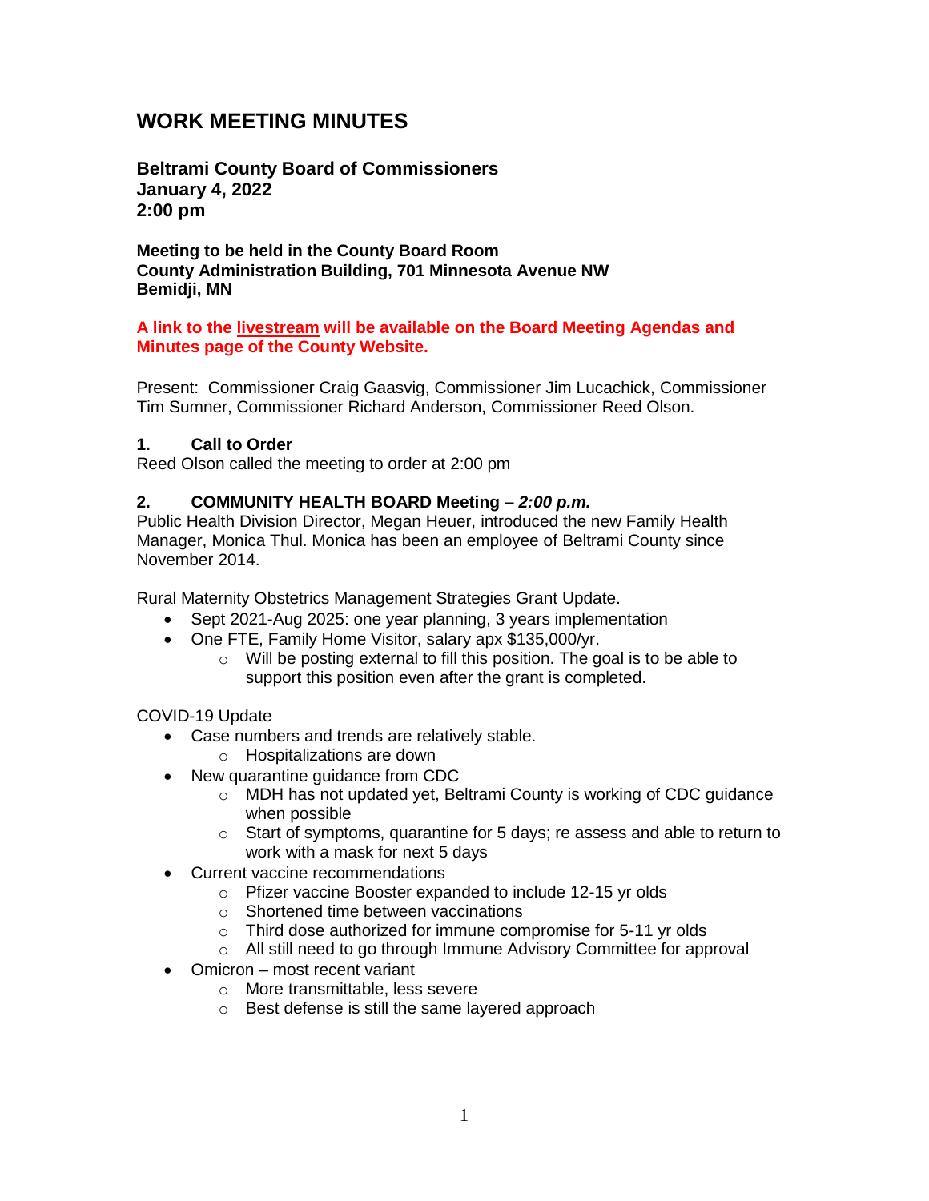# WORK MEETING MINUTES

**Beltrami County Board of Commissioners**
**January 4, 2022**
**2:00 pm**

**Meeting to be held in the County Board Room**
**County Administration Building, 701 Minnesota Avenue NW**
**Bemidji, MN**

**A link to the livestream will be available on the Board Meeting Agendas and Minutes page of the County Website.**

Present: Commissioner Craig Gaasvig, Commissioner Jim Lucachick, Commissioner Tim Sumner, Commissioner Richard Anderson, Commissioner Reed Olson.

### 1. Call to Order

Reed Olson called the meeting to order at 2:00 pm

### 2. COMMUNITY HEALTH BOARD Meeting – *2:00 p.m.*

Public Health Division Director, Megan Heuer, introduced the new Family Health Manager, Monica Thul. Monica has been an employee of Beltrami County since November 2014.

Rural Maternity Obstetrics Management Strategies Grant Update.

- Sept 2021-Aug 2025: one year planning, 3 years implementation
- One FTE, Family Home Visitor, salary apx $135,000/yr.
  - Will be posting external to fill this position. The goal is to be able to support this position even after the grant is completed.

COVID-19 Update

- Case numbers and trends are relatively stable.
  - Hospitalizations are down
- New quarantine guidance from CDC
  - MDH has not updated yet, Beltrami County is working of CDC guidance when possible
  - Start of symptoms, quarantine for 5 days; re assess and able to return to work with a mask for next 5 days
- Current vaccine recommendations
  - Pfizer vaccine Booster expanded to include 12-15 yr olds
  - Shortened time between vaccinations
  - Third dose authorized for immune compromise for 5-11 yr olds
  - All still need to go through Immune Advisory Committee for approval
- Omicron – most recent variant
  - More transmittable, less severe
  - Best defense is still the same layered approach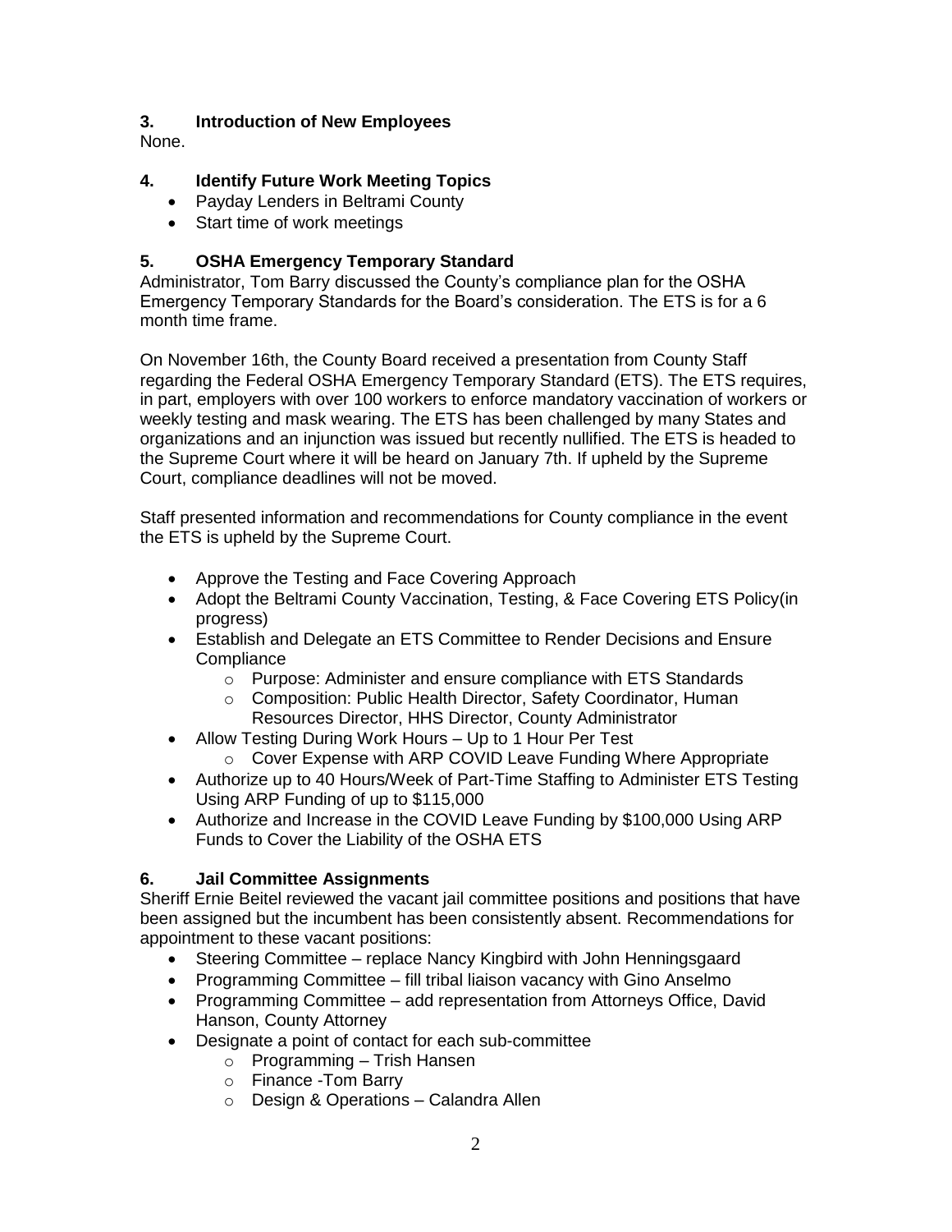### 3. Introduction of New Employees

None.

### 4. Identify Future Work Meeting Topics

- Payday Lenders in Beltrami County
- Start time of work meetings

### 5. OSHA Emergency Temporary Standard

Administrator, Tom Barry discussed the County's compliance plan for the OSHA Emergency Temporary Standards for the Board's consideration. The ETS is for a 6 month time frame.

On November 16th, the County Board received a presentation from County Staff regarding the Federal OSHA Emergency Temporary Standard (ETS). The ETS requires, in part, employers with over 100 workers to enforce mandatory vaccination of workers or weekly testing and mask wearing. The ETS has been challenged by many States and organizations and an injunction was issued but recently nullified. The ETS is headed to the Supreme Court where it will be heard on January 7th. If upheld by the Supreme Court, compliance deadlines will not be moved.

Staff presented information and recommendations for County compliance in the event the ETS is upheld by the Supreme Court.

- Approve the Testing and Face Covering Approach
- Adopt the Beltrami County Vaccination, Testing, & Face Covering ETS Policy(in progress)
- Establish and Delegate an ETS Committee to Render Decisions and Ensure Compliance
  - Purpose: Administer and ensure compliance with ETS Standards
  - Composition: Public Health Director, Safety Coordinator, Human Resources Director, HHS Director, County Administrator
- Allow Testing During Work Hours – Up to 1 Hour Per Test
  - Cover Expense with ARP COVID Leave Funding Where Appropriate
- Authorize up to 40 Hours/Week of Part-Time Staffing to Administer ETS Testing Using ARP Funding of up to $115,000
- Authorize and Increase in the COVID Leave Funding by $100,000 Using ARP Funds to Cover the Liability of the OSHA ETS

### 6. Jail Committee Assignments

Sheriff Ernie Beitel reviewed the vacant jail committee positions and positions that have been assigned but the incumbent has been consistently absent. Recommendations for appointment to these vacant positions:

- Steering Committee – replace Nancy Kingbird with John Henningsgaard
- Programming Committee – fill tribal liaison vacancy with Gino Anselmo
- Programming Committee – add representation from Attorneys Office, David Hanson, County Attorney
- Designate a point of contact for each sub-committee
  - Programming – Trish Hansen
  - Finance -Tom Barry
  - Design & Operations – Calandra Allen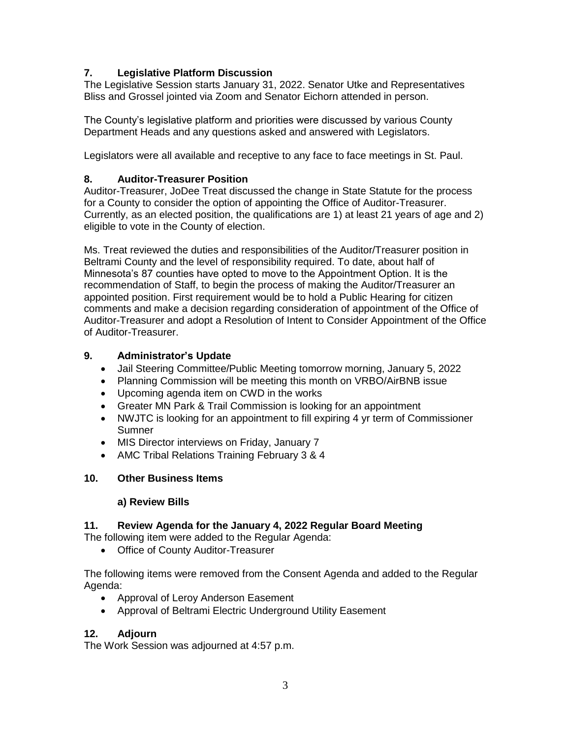## 7. Legislative Platform Discussion

The Legislative Session starts January 31, 2022. Senator Utke and Representatives Bliss and Grossel jointed via Zoom and Senator Eichorn attended in person.

The County's legislative platform and priorities were discussed by various County Department Heads and any questions asked and answered with Legislators.

Legislators were all available and receptive to any face to face meetings in St. Paul.

## 8. Auditor-Treasurer Position

Auditor-Treasurer, JoDee Treat discussed the change in State Statute for the process for a County to consider the option of appointing the Office of Auditor-Treasurer. Currently, as an elected position, the qualifications are 1) at least 21 years of age and 2) eligible to vote in the County of election.

Ms. Treat reviewed the duties and responsibilities of the Auditor/Treasurer position in Beltrami County and the level of responsibility required. To date, about half of Minnesota's 87 counties have opted to move to the Appointment Option. It is the recommendation of Staff, to begin the process of making the Auditor/Treasurer an appointed position. First requirement would be to hold a Public Hearing for citizen comments and make a decision regarding consideration of appointment of the Office of Auditor-Treasurer and adopt a Resolution of Intent to Consider Appointment of the Office of Auditor-Treasurer.

## 9. Administrator's Update

- Jail Steering Committee/Public Meeting tomorrow morning, January 5, 2022
- Planning Commission will be meeting this month on VRBO/AirBNB issue
- Upcoming agenda item on CWD in the works
- Greater MN Park & Trail Commission is looking for an appointment
- NWJTC is looking for an appointment to fill expiring 4 yr term of Commissioner Sumner
- MIS Director interviews on Friday, January 7
- AMC Tribal Relations Training February 3 & 4

## 10. Other Business Items

### a) Review Bills

## 11. Review Agenda for the January 4, 2022 Regular Board Meeting

The following item were added to the Regular Agenda:

- Office of County Auditor-Treasurer

The following items were removed from the Consent Agenda and added to the Regular Agenda:

- Approval of Leroy Anderson Easement
- Approval of Beltrami Electric Underground Utility Easement

## 12. Adjourn

The Work Session was adjourned at 4:57 p.m.